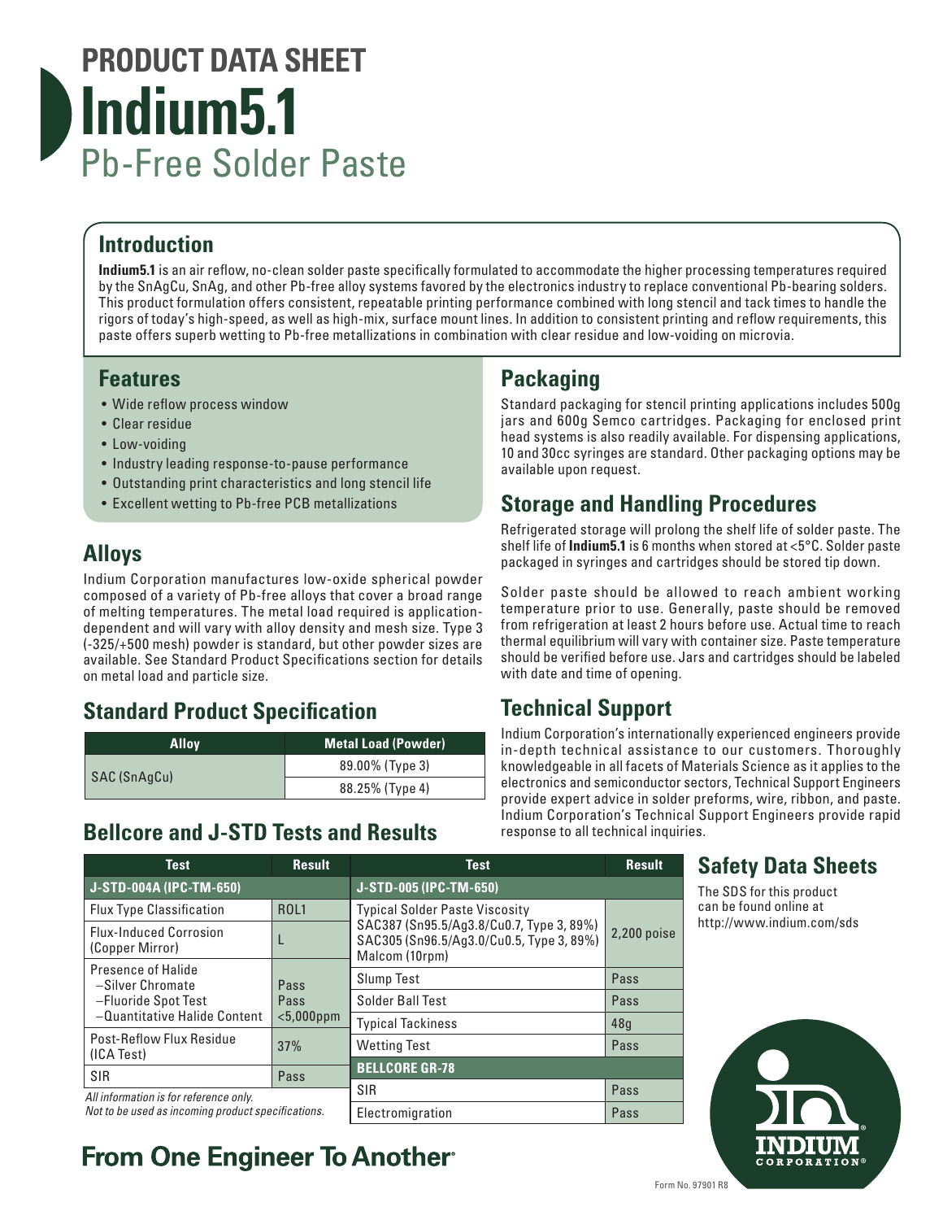# PRODUCT DATA SHEET

# Indium5.1

## Pb-Free Solder Paste

## Introduction

**Indium5.1** is an air reflow, no-clean solder paste specifically formulated to accommodate the higher processing temperatures required by the SnAgCu, SnAg, and other Pb-free alloy systems favored by the electronics industry to replace conventional Pb-bearing solders. This product formulation offers consistent, repeatable printing performance combined with long stencil and tack times to handle the rigors of today's high-speed, as well as high-mix, surface mount lines. In addition to consistent printing and reflow requirements, this paste offers superb wetting to Pb-free metallizations in combination with clear residue and low-voiding on microvia.

## Features

- Wide reflow process window
- Clear residue
- Low-voiding
- Industry leading response-to-pause performance
- Outstanding print characteristics and long stencil life
- Excellent wetting to Pb-free PCB metallizations

## Alloys

Indium Corporation manufactures low-oxide spherical powder composed of a variety of Pb-free alloys that cover a broad range of melting temperatures. The metal load required is application-dependent and will vary with alloy density and mesh size. Type 3 (-325/+500 mesh) powder is standard, but other powder sizes are available. See Standard Product Specifications section for details on metal load and particle size.

## Standard Product Specification

| Alloy | Metal Load (Powder) |
|---|---|
| SAC (SnAgCu) | 89.00% (Type 3) |
| | 88.25% (Type 4) |

## Bellcore and J-STD Tests and Results

| Test | Result |
|---|---|
| **J-STD-004A (IPC-TM-650)** | |
| Flux Type Classification | ROL1 |
| Flux-Induced Corrosion (Copper Mirror) | L |
| Presence of Halide<br>–Silver Chromate<br>–Fluoride Spot Test<br>–Quantitative Halide Content | <br>Pass<br>Pass<br><5,000ppm |
| Post-Reflow Flux Residue (ICA Test) | 37% |
| SIR | Pass |

*All information is for reference only.*
*Not to be used as incoming product specifications.*

| Test | Result |
|---|---|
| **J-STD-005 (IPC-TM-650)** | |
| Typical Solder Paste Viscosity<br>SAC387 (Sn95.5/Ag3.8/Cu0.7, Type 3, 89%)<br>SAC305 (Sn96.5/Ag3.0/Cu0.5, Type 3, 89%)<br>Malcom (10rpm) | 2,200 poise |
| Slump Test | Pass |
| Solder Ball Test | Pass |
| Typical Tackiness | 48g |
| Wetting Test | Pass |
| **BELLCORE GR-78** | |
| SIR | Pass |
| Electromigration | Pass |

## Packaging

Standard packaging for stencil printing applications includes 500g jars and 600g Semco cartridges. Packaging for enclosed print head systems is also readily available. For dispensing applications, 10 and 30cc syringes are standard. Other packaging options may be available upon request.

## Storage and Handling Procedures

Refrigerated storage will prolong the shelf life of solder paste. The shelf life of **Indium5.1** is 6 months when stored at <5°C. Solder paste packaged in syringes and cartridges should be stored tip down.

Solder paste should be allowed to reach ambient working temperature prior to use. Generally, paste should be removed from refrigeration at least 2 hours before use. Actual time to reach thermal equilibrium will vary with container size. Paste temperature should be verified before use. Jars and cartridges should be labeled with date and time of opening.

## Technical Support

Indium Corporation's internationally experienced engineers provide in-depth technical assistance to our customers. Thoroughly knowledgeable in all facets of Materials Science as it applies to the electronics and semiconductor sectors, Technical Support Engineers provide expert advice in solder preforms, wire, ribbon, and paste. Indium Corporation's Technical Support Engineers provide rapid response to all technical inquiries.

## Safety Data Sheets

The SDS for this product can be found online at http://www.indium.com/sds

**From One Engineer To Another®**

INDIUM CORPORATION®

Form No. 97901 R8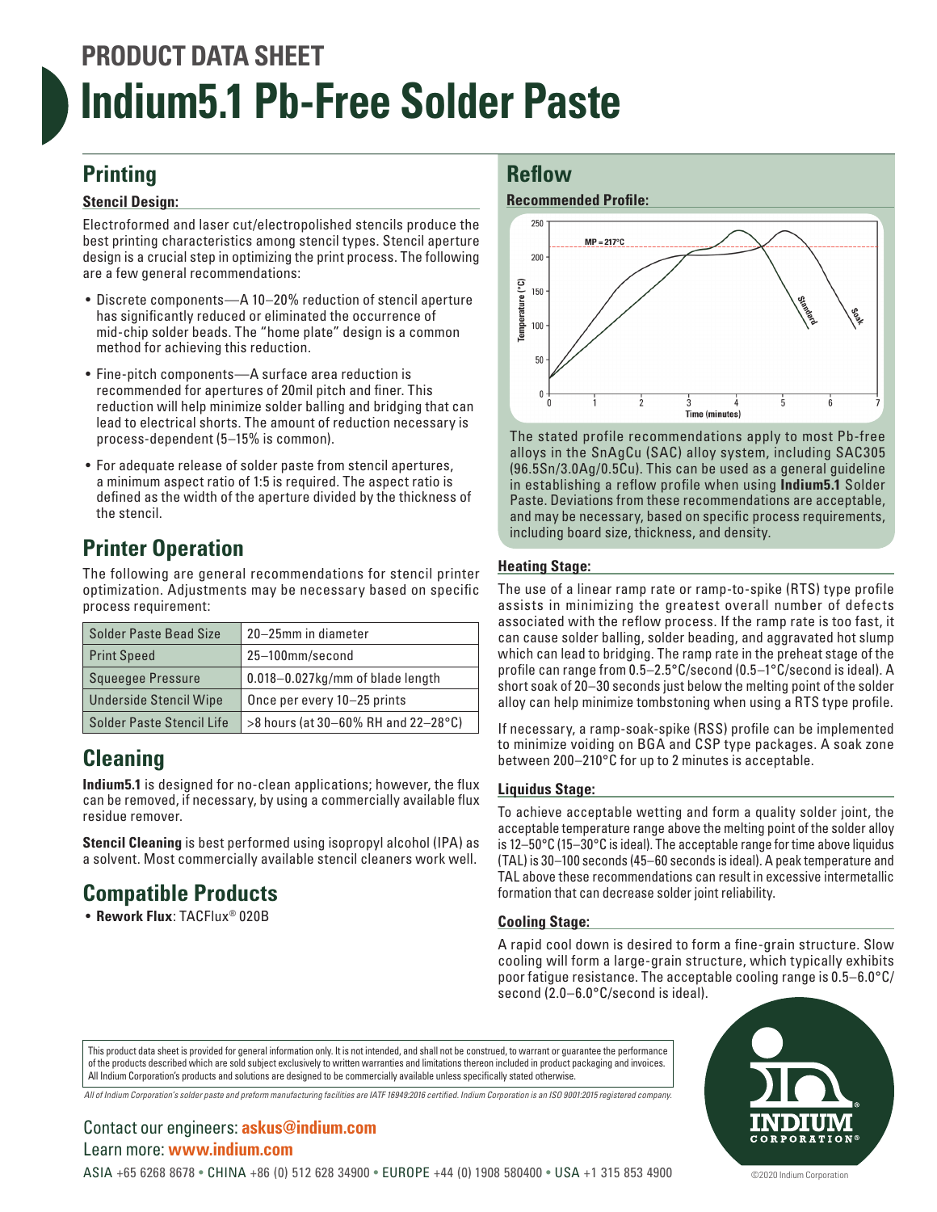# PRODUCT DATA SHEET
# Indium5.1 Pb-Free Solder Paste

## Printing

### Stencil Design:

Electroformed and laser cut/electropolished stencils produce the best printing characteristics among stencil types. Stencil aperture design is a crucial step in optimizing the print process. The following are a few general recommendations:

- Discrete components—A 10–20% reduction of stencil aperture has significantly reduced or eliminated the occurrence of mid-chip solder beads. The "home plate" design is a common method for achieving this reduction.
- Fine-pitch components—A surface area reduction is recommended for apertures of 20mil pitch and finer. This reduction will help minimize solder balling and bridging that can lead to electrical shorts. The amount of reduction necessary is process-dependent (5–15% is common).
- For adequate release of solder paste from stencil apertures, a minimum aspect ratio of 1:5 is required. The aspect ratio is defined as the width of the aperture divided by the thickness of the stencil.

## Printer Operation

The following are general recommendations for stencil printer optimization. Adjustments may be necessary based on specific process requirement:

| | |
|---|---|
| Solder Paste Bead Size | 20–25mm in diameter |
| Print Speed | 25–100mm/second |
| Squeegee Pressure | 0.018–0.027kg/mm of blade length |
| Underside Stencil Wipe | Once per every 10–25 prints |
| Solder Paste Stencil Life | >8 hours (at 30–60% RH and 22–28°C) |

## Cleaning

**Indium5.1** is designed for no-clean applications; however, the flux can be removed, if necessary, by using a commercially available flux residue remover.

**Stencil Cleaning** is best performed using isopropyl alcohol (IPA) as a solvent. Most commercially available stencil cleaners work well.

## Compatible Products

- **Rework Flux**: TACFlux® 020B

## Reflow

### Recommended Profile:

MP = 217°C
Temperature (°C)
250
200
150
100
50
0
Time (minutes)
0 1 2 3 4 5 6 7
Standard
Soak

The stated profile recommendations apply to most Pb-free alloys in the SnAgCu (SAC) alloy system, including SAC305 (96.5Sn/3.0Ag/0.5Cu). This can be used as a general guideline in establishing a reflow profile when using **Indium5.1** Solder Paste. Deviations from these recommendations are acceptable, and may be necessary, based on specific process requirements, including board size, thickness, and density.

### Heating Stage:

The use of a linear ramp rate or ramp-to-spike (RTS) type profile assists in minimizing the greatest overall number of defects associated with the reflow process. If the ramp rate is too fast, it can cause solder balling, solder beading, and aggravated hot slump which can lead to bridging. The ramp rate in the preheat stage of the profile can range from 0.5–2.5°C/second (0.5–1°C/second is ideal). A short soak of 20–30 seconds just below the melting point of the solder alloy can help minimize tombstoning when using a RTS type profile.

If necessary, a ramp-soak-spike (RSS) profile can be implemented to minimize voiding on BGA and CSP type packages. A soak zone between 200–210°C for up to 2 minutes is acceptable.

### Liquidus Stage:

To achieve acceptable wetting and form a quality solder joint, the acceptable temperature range above the melting point of the solder alloy is 12–50°C (15–30°C is ideal). The acceptable range for time above liquidus (TAL) is 30–100 seconds (45–60 seconds is ideal). A peak temperature and TAL above these recommendations can result in excessive intermetallic formation that can decrease solder joint reliability.

### Cooling Stage:

A rapid cool down is desired to form a fine-grain structure. Slow cooling will form a large-grain structure, which typically exhibits poor fatigue resistance. The acceptable cooling range is 0.5–6.0°C/second (2.0–6.0°C/second is ideal).

This product data sheet is provided for general information only. It is not intended, and shall not be construed, to warrant or guarantee the performance of the products described which are sold subject exclusively to written warranties and limitations thereon included in product packaging and invoices. All Indium Corporation's products and solutions are designed to be commercially available unless specifically stated otherwise.

*All of Indium Corporation's solder paste and preform manufacturing facilities are IATF 16949:2016 certified. Indium Corporation is an ISO 9001:2015 registered company.*

Contact our engineers: **askus@indium.com**
Learn more: **www.indium.com**

ASIA +65 6268 8678 • CHINA +86 (0) 512 628 34900 • EUROPE +44 (0) 1908 580400 • USA +1 315 853 4900

INDIUM CORPORATION®

©2020 Indium Corporation